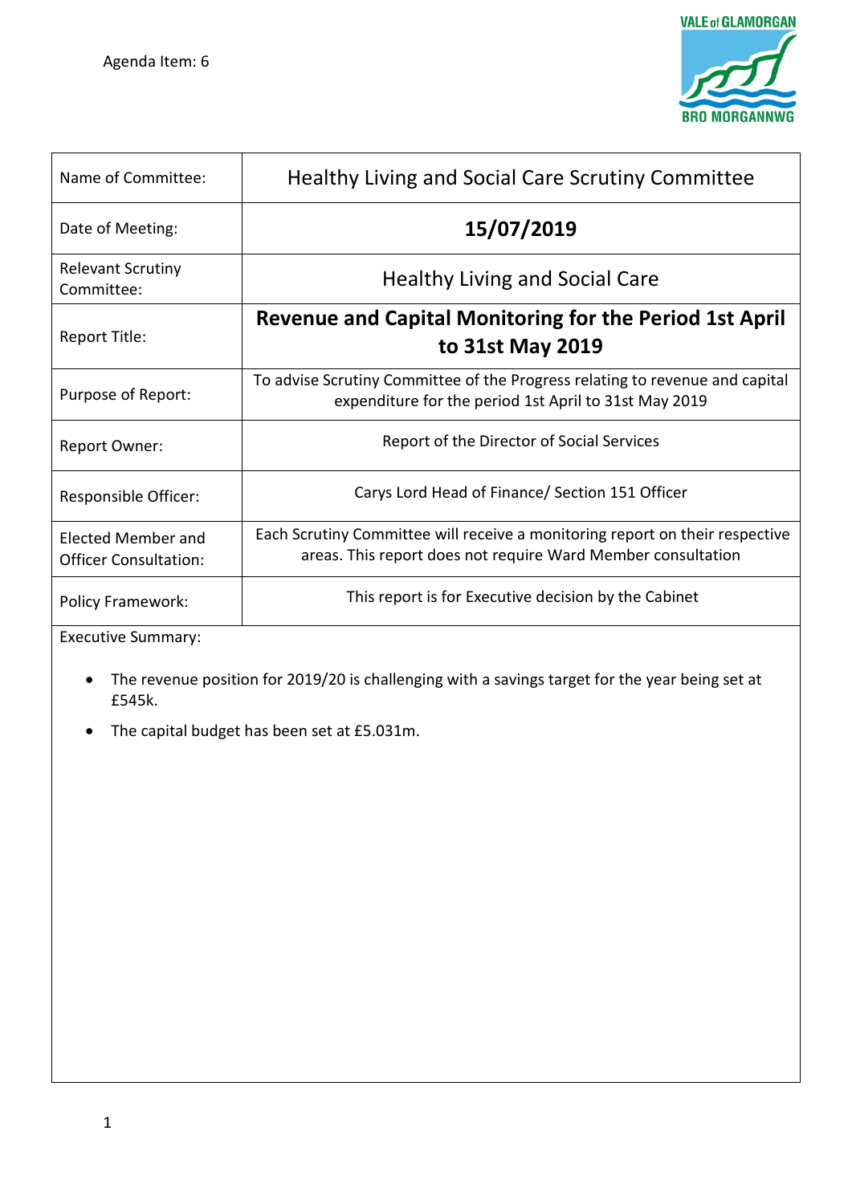Agenda Item: 6

VALE of GLAMORGAN
BRO MORGANNWG

| Name of Committee: | Healthy Living and Social Care Scrutiny Committee |
|---|---|
| Date of Meeting: | **15/07/2019** |
| Relevant Scrutiny Committee: | Healthy Living and Social Care |
| Report Title: | **Revenue and Capital Monitoring for the Period 1st April to 31st May 2019** |
| Purpose of Report: | To advise Scrutiny Committee of the Progress relating to revenue and capital expenditure for the period 1st April to 31st May 2019 |
| Report Owner: | Report of the Director of Social Services |
| Responsible Officer: | Carys Lord Head of Finance/ Section 151 Officer |
| Elected Member and Officer Consultation: | Each Scrutiny Committee will receive a monitoring report on their respective areas. This report does not require Ward Member consultation |
| Policy Framework: | This report is for Executive decision by the Cabinet |

Executive Summary:

- The revenue position for 2019/20 is challenging with a savings target for the year being set at £545k.
- The capital budget has been set at £5.031m.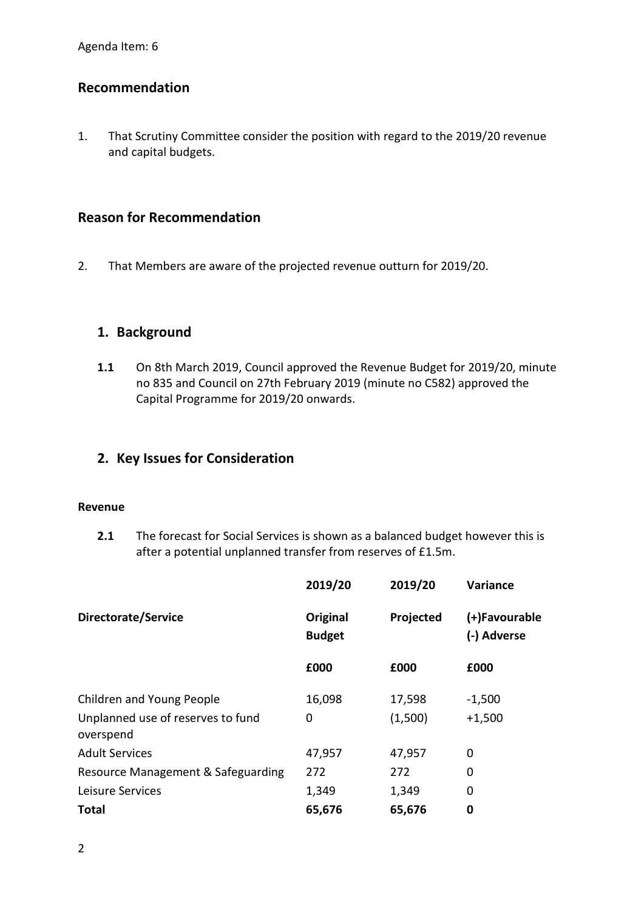Agenda Item: 6

## Recommendation

1. That Scrutiny Committee consider the position with regard to the 2019/20 revenue and capital budgets.

## Reason for Recommendation

2. That Members are aware of the projected revenue outturn for 2019/20.

## 1. Background

**1.1** On 8th March 2019, Council approved the Revenue Budget for 2019/20, minute no 835 and Council on 27th February 2019 (minute no C582) approved the Capital Programme for 2019/20 onwards.

## 2. Key Issues for Consideration

**Revenue**

**2.1** The forecast for Social Services is shown as a balanced budget however this is after a potential unplanned transfer from reserves of £1.5m.

| Directorate/Service | 2019/20 Original Budget | 2019/20 Projected | Variance (+)Favourable (-) Adverse |
|---|---|---|---|
| | £000 | £000 | £000 |
| Children and Young People | 16,098 | 17,598 | -1,500 |
| Unplanned use of reserves to fund overspend | 0 | (1,500) | +1,500 |
| Adult Services | 47,957 | 47,957 | 0 |
| Resource Management & Safeguarding | 272 | 272 | 0 |
| Leisure Services | 1,349 | 1,349 | 0 |
| **Total** | **65,676** | **65,676** | **0** |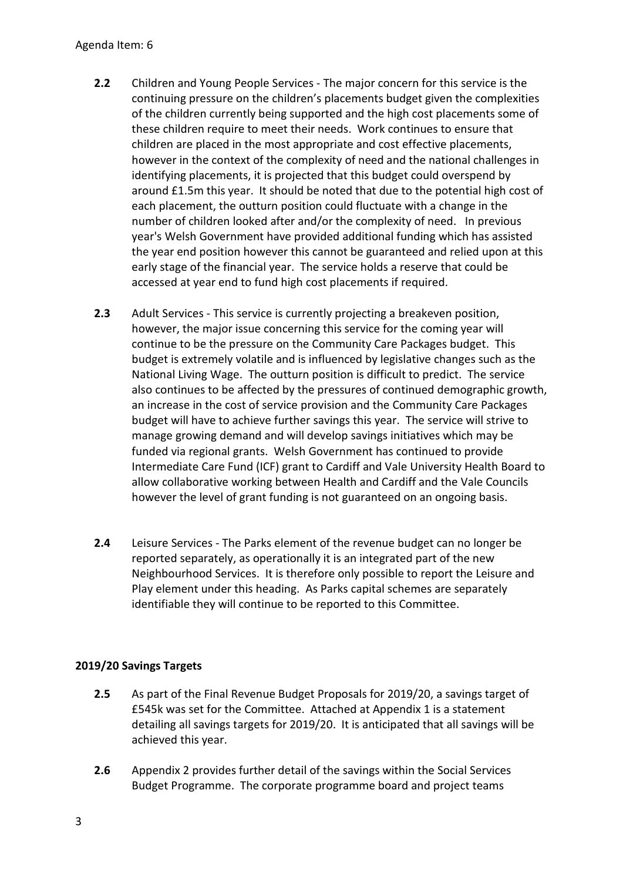Agenda Item: 6

**2.2** Children and Young People Services - The major concern for this service is the continuing pressure on the children's placements budget given the complexities of the children currently being supported and the high cost placements some of these children require to meet their needs. Work continues to ensure that children are placed in the most appropriate and cost effective placements, however in the context of the complexity of need and the national challenges in identifying placements, it is projected that this budget could overspend by around £1.5m this year. It should be noted that due to the potential high cost of each placement, the outturn position could fluctuate with a change in the number of children looked after and/or the complexity of need. In previous year's Welsh Government have provided additional funding which has assisted the year end position however this cannot be guaranteed and relied upon at this early stage of the financial year. The service holds a reserve that could be accessed at year end to fund high cost placements if required.

**2.3** Adult Services - This service is currently projecting a breakeven position, however, the major issue concerning this service for the coming year will continue to be the pressure on the Community Care Packages budget. This budget is extremely volatile and is influenced by legislative changes such as the National Living Wage. The outturn position is difficult to predict. The service also continues to be affected by the pressures of continued demographic growth, an increase in the cost of service provision and the Community Care Packages budget will have to achieve further savings this year. The service will strive to manage growing demand and will develop savings initiatives which may be funded via regional grants. Welsh Government has continued to provide Intermediate Care Fund (ICF) grant to Cardiff and Vale University Health Board to allow collaborative working between Health and Cardiff and the Vale Councils however the level of grant funding is not guaranteed on an ongoing basis.

**2.4** Leisure Services - The Parks element of the revenue budget can no longer be reported separately, as operationally it is an integrated part of the new Neighbourhood Services. It is therefore only possible to report the Leisure and Play element under this heading. As Parks capital schemes are separately identifiable they will continue to be reported to this Committee.

### 2019/20 Savings Targets

**2.5** As part of the Final Revenue Budget Proposals for 2019/20, a savings target of £545k was set for the Committee. Attached at Appendix 1 is a statement detailing all savings targets for 2019/20. It is anticipated that all savings will be achieved this year.

**2.6** Appendix 2 provides further detail of the savings within the Social Services Budget Programme. The corporate programme board and project teams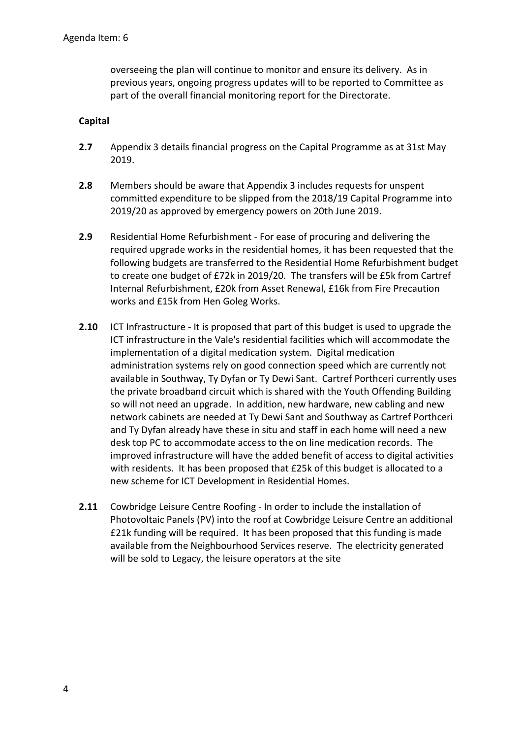overseeing the plan will continue to monitor and ensure its delivery. As in previous years, ongoing progress updates will to be reported to Committee as part of the overall financial monitoring report for the Directorate.

**Capital**

**2.7** Appendix 3 details financial progress on the Capital Programme as at 31st May 2019.

**2.8** Members should be aware that Appendix 3 includes requests for unspent committed expenditure to be slipped from the 2018/19 Capital Programme into 2019/20 as approved by emergency powers on 20th June 2019.

**2.9** Residential Home Refurbishment - For ease of procuring and delivering the required upgrade works in the residential homes, it has been requested that the following budgets are transferred to the Residential Home Refurbishment budget to create one budget of £72k in 2019/20. The transfers will be £5k from Cartref Internal Refurbishment, £20k from Asset Renewal, £16k from Fire Precaution works and £15k from Hen Goleg Works.

**2.10** ICT Infrastructure - It is proposed that part of this budget is used to upgrade the ICT infrastructure in the Vale's residential facilities which will accommodate the implementation of a digital medication system. Digital medication administration systems rely on good connection speed which are currently not available in Southway, Ty Dyfan or Ty Dewi Sant. Cartref Porthceri currently uses the private broadband circuit which is shared with the Youth Offending Building so will not need an upgrade. In addition, new hardware, new cabling and new network cabinets are needed at Ty Dewi Sant and Southway as Cartref Porthceri and Ty Dyfan already have these in situ and staff in each home will need a new desk top PC to accommodate access to the on line medication records. The improved infrastructure will have the added benefit of access to digital activities with residents. It has been proposed that £25k of this budget is allocated to a new scheme for ICT Development in Residential Homes.

**2.11** Cowbridge Leisure Centre Roofing - In order to include the installation of Photovoltaic Panels (PV) into the roof at Cowbridge Leisure Centre an additional £21k funding will be required. It has been proposed that this funding is made available from the Neighbourhood Services reserve. The electricity generated will be sold to Legacy, the leisure operators at the site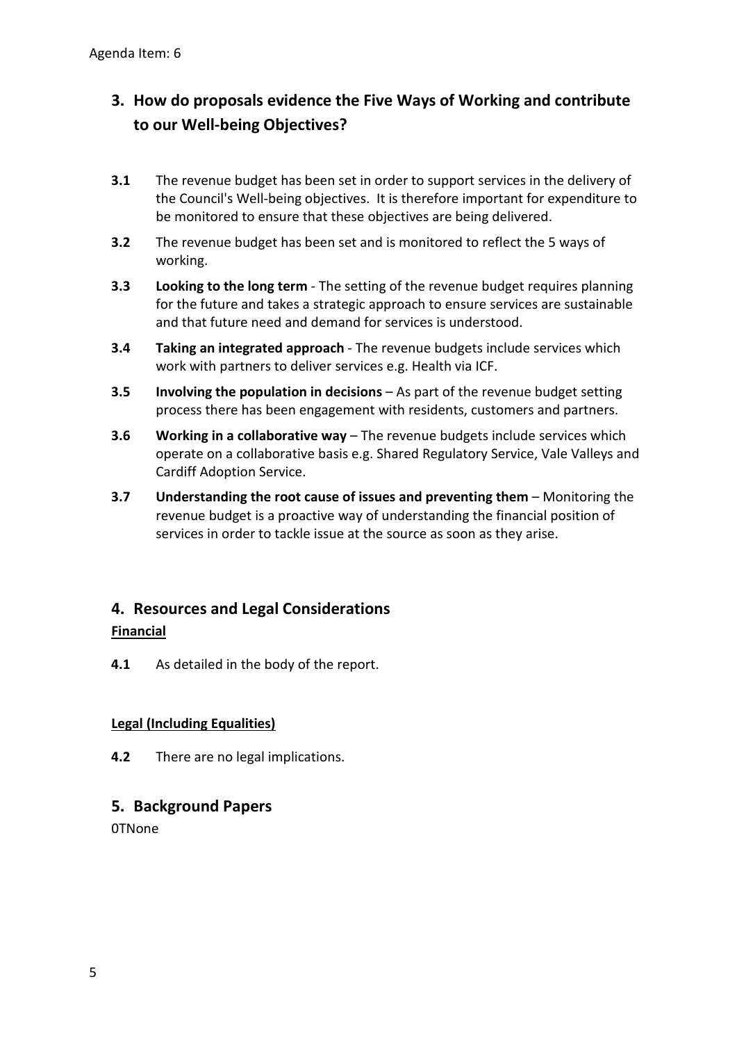Agenda Item: 6

## 3. How do proposals evidence the Five Ways of Working and contribute to our Well-being Objectives?

**3.1** The revenue budget has been set in order to support services in the delivery of the Council's Well-being objectives. It is therefore important for expenditure to be monitored to ensure that these objectives are being delivered.

**3.2** The revenue budget has been set and is monitored to reflect the 5 ways of working.

**3.3** **Looking to the long term** - The setting of the revenue budget requires planning for the future and takes a strategic approach to ensure services are sustainable and that future need and demand for services is understood.

**3.4** **Taking an integrated approach** - The revenue budgets include services which work with partners to deliver services e.g. Health via ICF.

**3.5** **Involving the population in decisions** – As part of the revenue budget setting process there has been engagement with residents, customers and partners.

**3.6** **Working in a collaborative way** – The revenue budgets include services which operate on a collaborative basis e.g. Shared Regulatory Service, Vale Valleys and Cardiff Adoption Service.

**3.7** **Understanding the root cause of issues and preventing them** – Monitoring the revenue budget is a proactive way of understanding the financial position of services in order to tackle issue at the source as soon as they arise.

## 4. Resources and Legal Considerations

**Financial**

**4.1** As detailed in the body of the report.

**Legal (Including Equalities)**

**4.2** There are no legal implications.

## 5. Background Papers

0TNone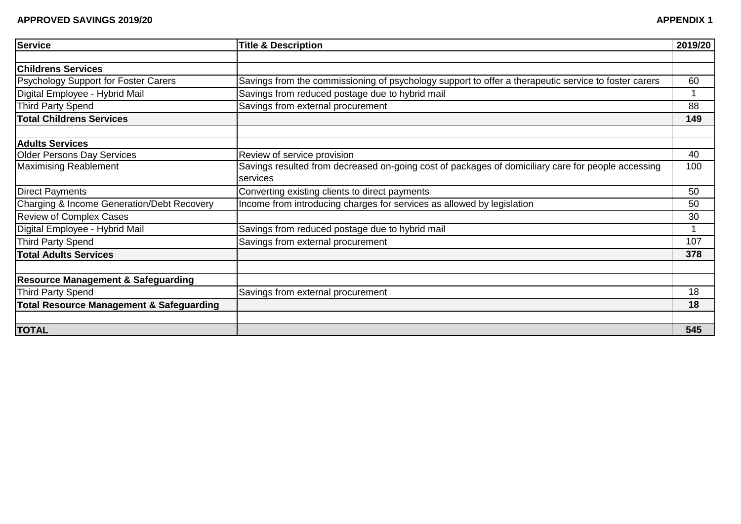**APPROVED SAVINGS 2019/20** **APPENDIX 1**

| Service | Title & Description | 2019/20 |
|---|---|---|
| | | |
| **Childrens Services** | | |
| Psychology Support for Foster Carers | Savings from the commissioning of psychology support to offer a therapeutic service to foster carers | 60 |
| Digital Employee - Hybrid Mail | Savings from reduced postage due to hybrid mail | 1 |
| Third Party Spend | Savings from external procurement | 88 |
| **Total Childrens Services** | | **149** |
| | | |
| **Adults Services** | | |
| Older Persons Day Services | Review of service provision | 40 |
| Maximising Reablement | Savings resulted from decreased on-going cost of packages of domiciliary care for people accessing services | 100 |
| Direct Payments | Converting existing clients to direct payments | 50 |
| Charging & Income Generation/Debt Recovery | Income from introducing charges for services as allowed by legislation | 50 |
| Review of Complex Cases | | 30 |
| Digital Employee - Hybrid Mail | Savings from reduced postage due to hybrid mail | 1 |
| Third Party Spend | Savings from external procurement | 107 |
| **Total Adults Services** | | **378** |
| | | |
| **Resource Management & Safeguarding** | | |
| Third Party Spend | Savings from external procurement | 18 |
| **Total Resource Management & Safeguarding** | | **18** |
| | | |
| **TOTAL** | | **545** |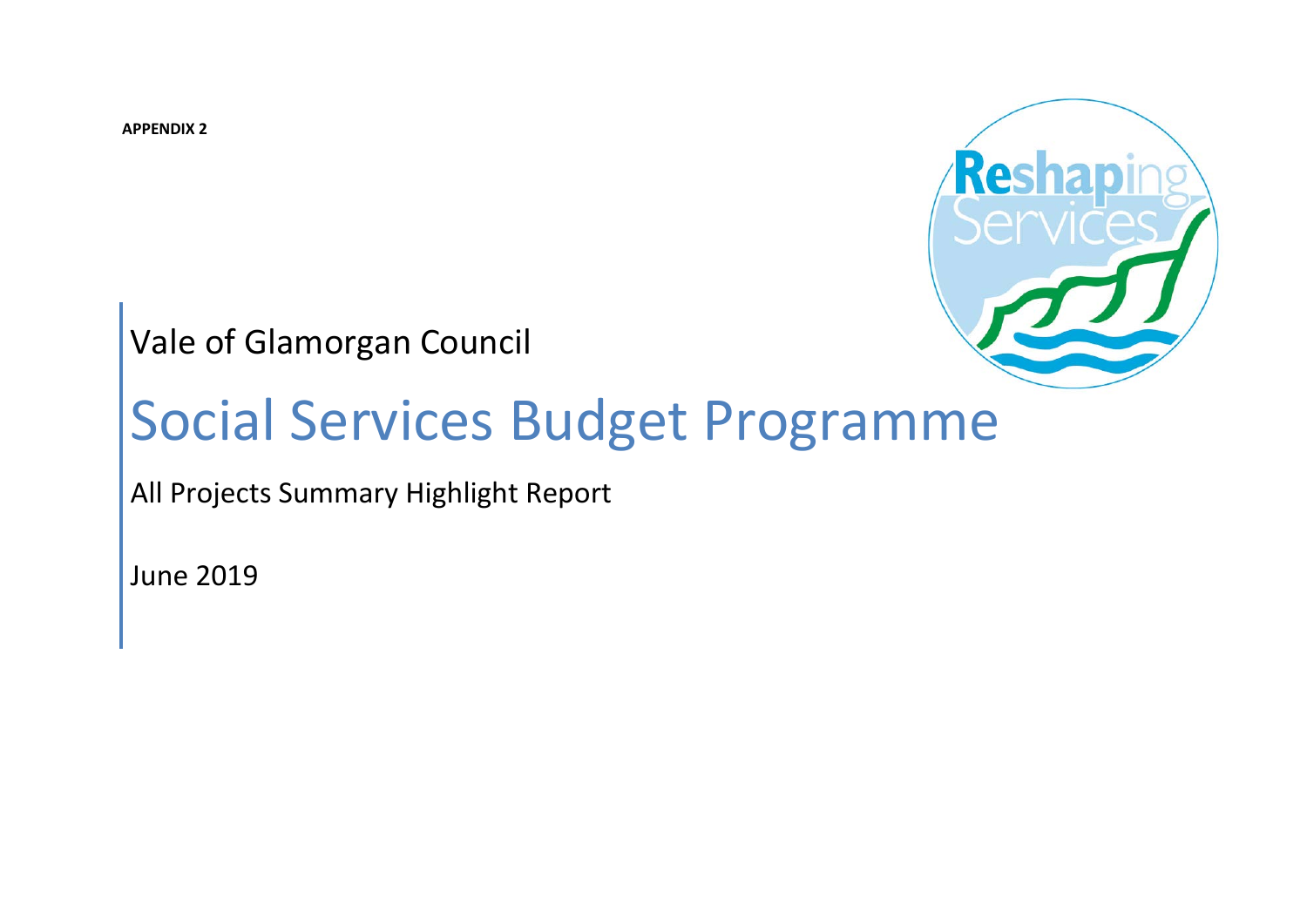**APPENDIX 2**

Vale of Glamorgan Council

# Social Services Budget Programme

All Projects Summary Highlight Report

June 2019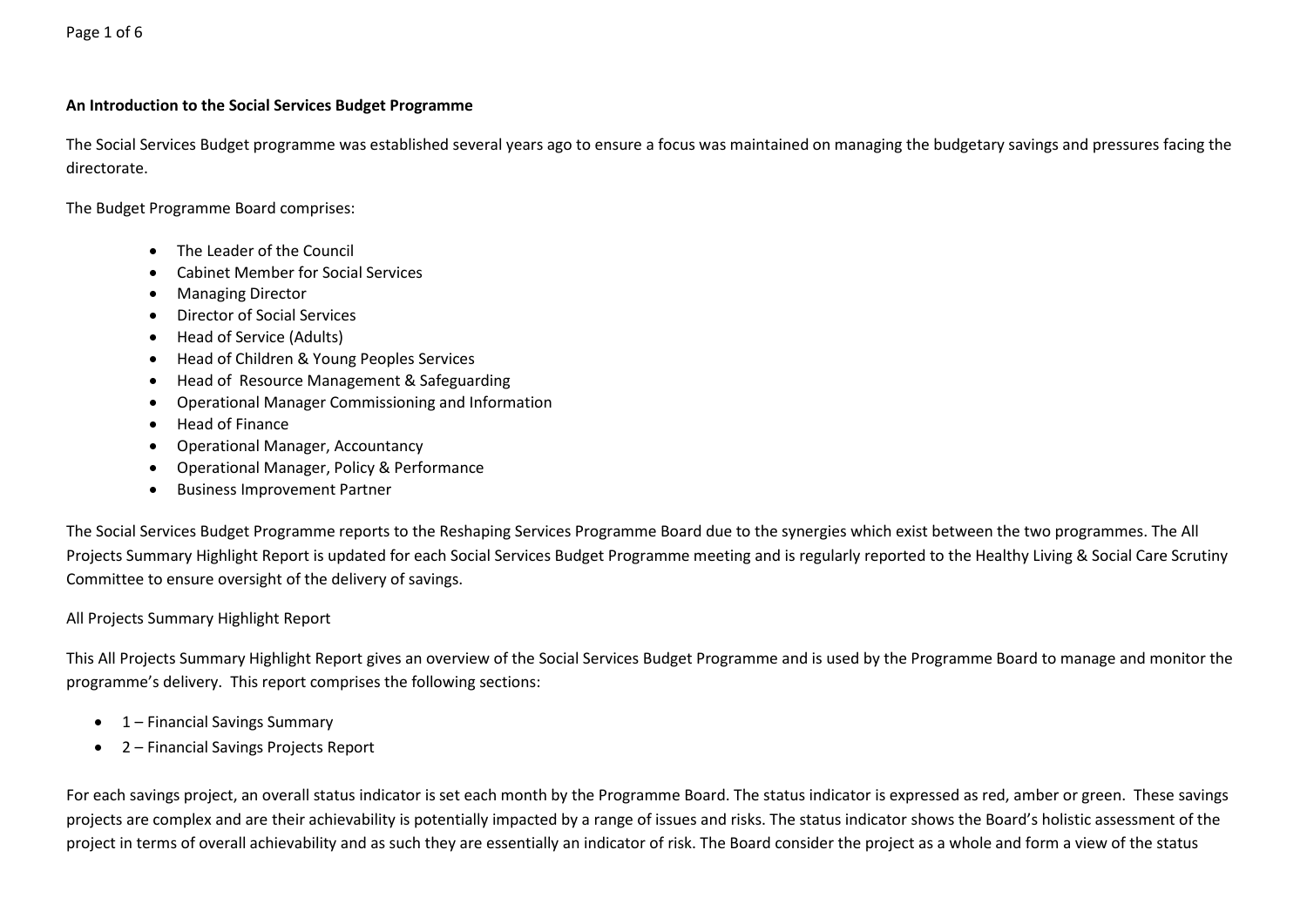**An Introduction to the Social Services Budget Programme**

The Social Services Budget programme was established several years ago to ensure a focus was maintained on managing the budgetary savings and pressures facing the directorate.

The Budget Programme Board comprises:

- The Leader of the Council
- Cabinet Member for Social Services
- Managing Director
- Director of Social Services
- Head of Service (Adults)
- Head of Children & Young Peoples Services
- Head of Resource Management & Safeguarding
- Operational Manager Commissioning and Information
- Head of Finance
- Operational Manager, Accountancy
- Operational Manager, Policy & Performance
- Business Improvement Partner

The Social Services Budget Programme reports to the Reshaping Services Programme Board due to the synergies which exist between the two programmes. The All Projects Summary Highlight Report is updated for each Social Services Budget Programme meeting and is regularly reported to the Healthy Living & Social Care Scrutiny Committee to ensure oversight of the delivery of savings.

All Projects Summary Highlight Report

This All Projects Summary Highlight Report gives an overview of the Social Services Budget Programme and is used by the Programme Board to manage and monitor the programme's delivery. This report comprises the following sections:

- 1 – Financial Savings Summary
- 2 – Financial Savings Projects Report

For each savings project, an overall status indicator is set each month by the Programme Board. The status indicator is expressed as red, amber or green. These savings projects are complex and are their achievability is potentially impacted by a range of issues and risks. The status indicator shows the Board's holistic assessment of the project in terms of overall achievability and as such they are essentially an indicator of risk. The Board consider the project as a whole and form a view of the status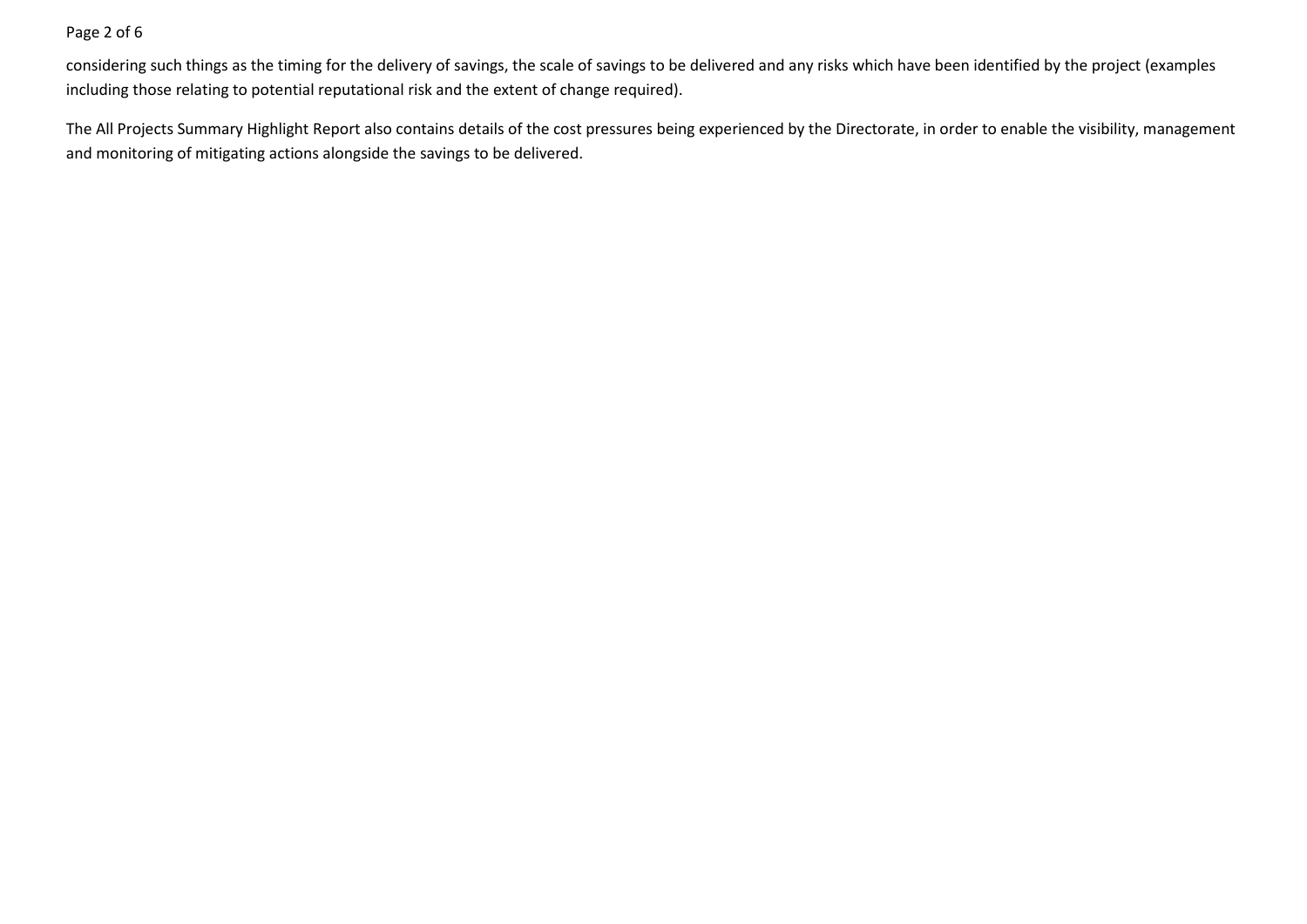considering such things as the timing for the delivery of savings, the scale of savings to be delivered and any risks which have been identified by the project (examples including those relating to potential reputational risk and the extent of change required).

The All Projects Summary Highlight Report also contains details of the cost pressures being experienced by the Directorate, in order to enable the visibility, management and monitoring of mitigating actions alongside the savings to be delivered.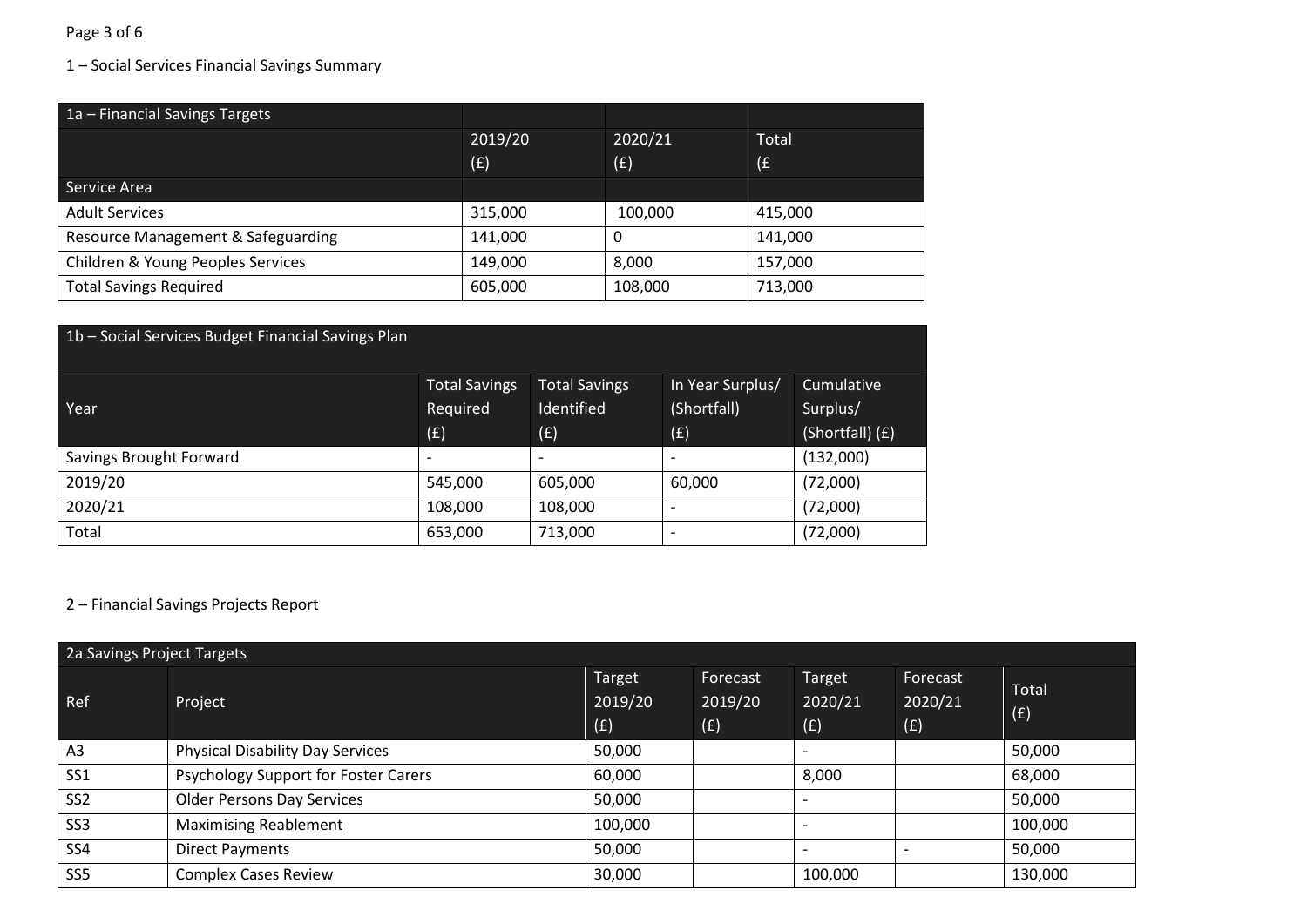1 – Social Services Financial Savings Summary

| 1a – Financial Savings Targets | | | |
|---|---|---|---|
| | 2019/20 (£) | 2020/21 (£) | Total (£ |
| Service Area | | | |
| Adult Services | 315,000 | 100,000 | 415,000 |
| Resource Management & Safeguarding | 141,000 | 0 | 141,000 |
| Children & Young Peoples Services | 149,000 | 8,000 | 157,000 |
| Total Savings Required | 605,000 | 108,000 | 713,000 |

| 1b – Social Services Budget Financial Savings Plan | | | | |
|---|---|---|---|---|
| Year | Total Savings Required (£) | Total Savings Identified (£) | In Year Surplus/ (Shortfall) (£) | Cumulative Surplus/ (Shortfall) (£) |
| Savings Brought Forward | - | - | - | (132,000) |
| 2019/20 | 545,000 | 605,000 | 60,000 | (72,000) |
| 2020/21 | 108,000 | 108,000 | - | (72,000) |
| Total | 653,000 | 713,000 | - | (72,000) |

2 – Financial Savings Projects Report

| 2a Savings Project Targets | | | | | | |
|---|---|---|---|---|---|---|
| Ref | Project | Target 2019/20 (£) | Forecast 2019/20 (£) | Target 2020/21 (£) | Forecast 2020/21 (£) | Total (£) |
| A3 | Physical Disability Day Services | 50,000 | | - | | 50,000 |
| SS1 | Psychology Support for Foster Carers | 60,000 | | 8,000 | | 68,000 |
| SS2 | Older Persons Day Services | 50,000 | | - | | 50,000 |
| SS3 | Maximising Reablement | 100,000 | | - | | 100,000 |
| SS4 | Direct Payments | 50,000 | | - | - | 50,000 |
| SS5 | Complex Cases Review | 30,000 | | 100,000 | | 130,000 |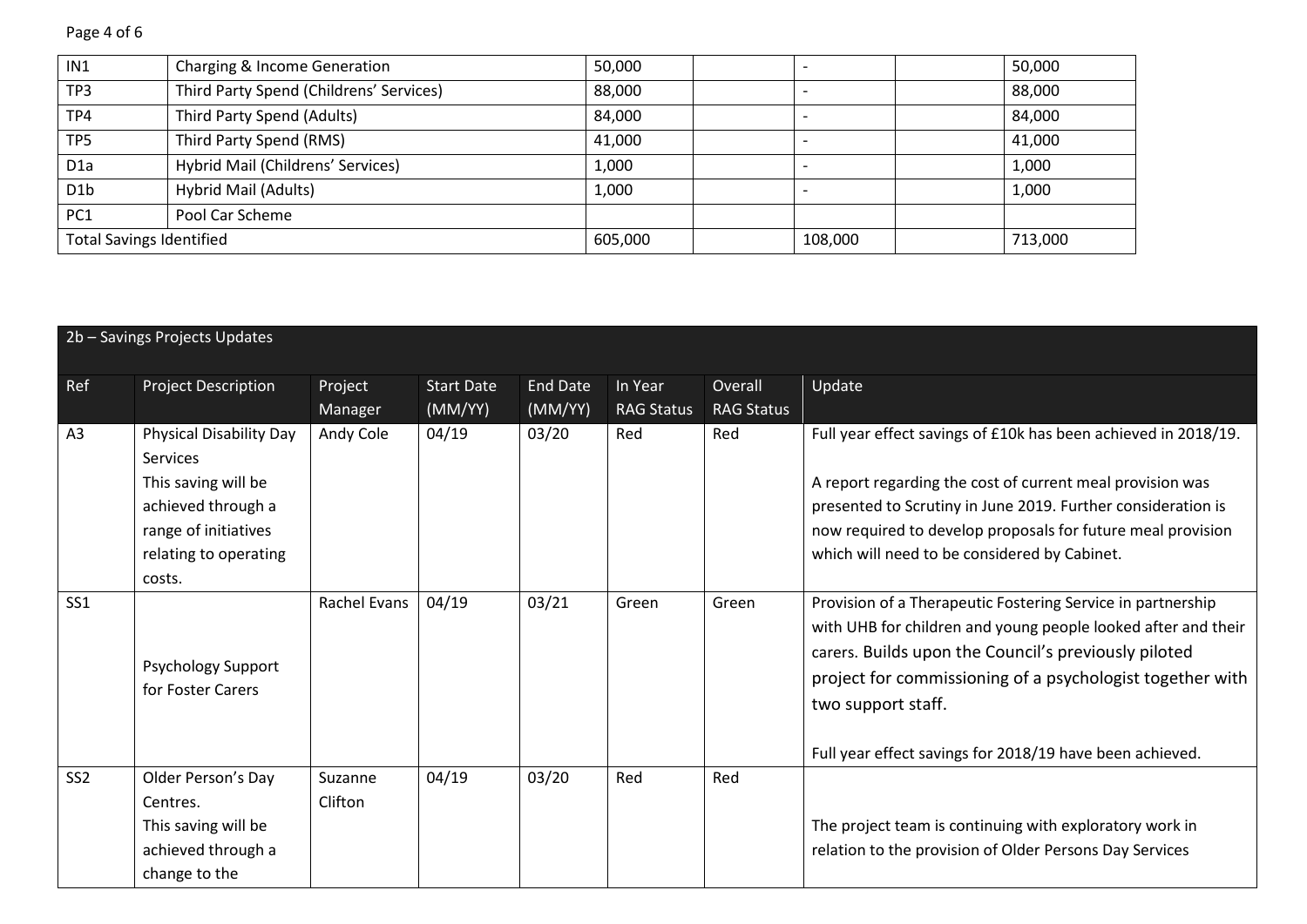| IN1 | Charging & Income Generation | 50,000 | | - | | 50,000 |
|---|---|---|---|---|---|---|
| TP3 | Third Party Spend (Childrens' Services) | 88,000 | | - | | 88,000 |
| TP4 | Third Party Spend (Adults) | 84,000 | | - | | 84,000 |
| TP5 | Third Party Spend (RMS) | 41,000 | | - | | 41,000 |
| D1a | Hybrid Mail (Childrens' Services) | 1,000 | | - | | 1,000 |
| D1b | Hybrid Mail (Adults) | 1,000 | | - | | 1,000 |
| PC1 | Pool Car Scheme | | | | | |
| Total Savings Identified | | 605,000 | | 108,000 | | 713,000 |

| 2b – Savings Projects Updates | | | | | | | |
|---|---|---|---|---|---|---|---|
| Ref | Project Description | Project Manager | Start Date (MM/YY) | End Date (MM/YY) | In Year RAG Status | Overall RAG Status | Update |
| A3 | Physical Disability Day Services<br>This saving will be achieved through a range of initiatives relating to operating costs. | Andy Cole | 04/19 | 03/20 | Red | Red | Full year effect savings of £10k has been achieved in 2018/19.<br><br>A report regarding the cost of current meal provision was presented to Scrutiny in June 2019. Further consideration is now required to develop proposals for future meal provision which will need to be considered by Cabinet. |
| SS1 | Psychology Support for Foster Carers | Rachel Evans | 04/19 | 03/21 | Green | Green | Provision of a Therapeutic Fostering Service in partnership with UHB for children and young people looked after and their carers. Builds upon the Council's previously piloted project for commissioning of a psychologist together with two support staff.<br><br>Full year effect savings for 2018/19 have been achieved. |
| SS2 | Older Person's Day Centres.<br>This saving will be achieved through a change to the | Suzanne Clifton | 04/19 | 03/20 | Red | Red | The project team is continuing with exploratory work in relation to the provision of Older Persons Day Services |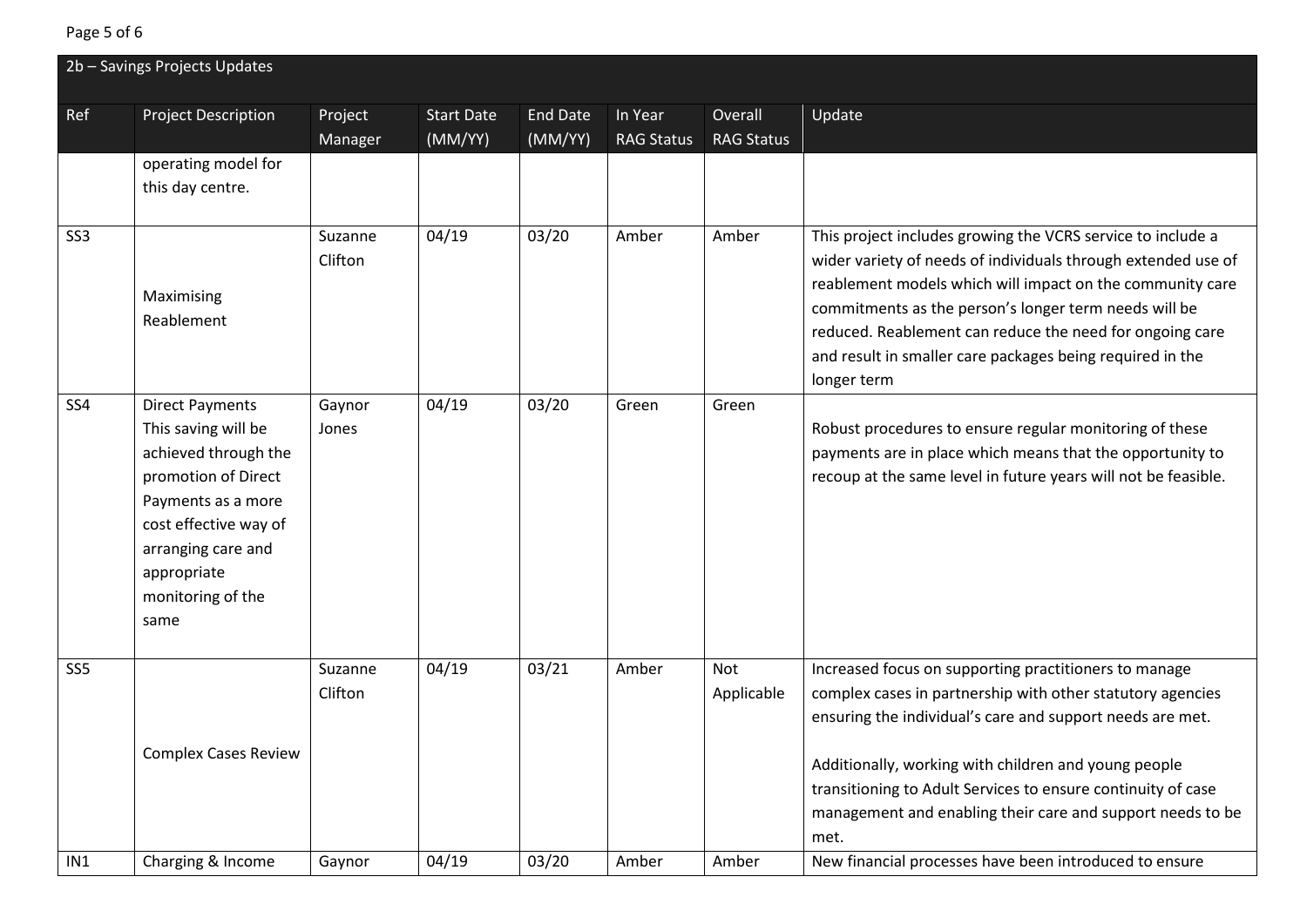## 2b – Savings Projects Updates

| Ref | Project Description | Project Manager | Start Date (MM/YY) | End Date (MM/YY) | In Year RAG Status | Overall RAG Status | Update |
|---|---|---|---|---|---|---|---|
| | operating model for this day centre. | | | | | | |
| SS3 | Maximising Reablement | Suzanne Clifton | 04/19 | 03/20 | Amber | Amber | This project includes growing the VCRS service to include a wider variety of needs of individuals through extended use of reablement models which will impact on the community care commitments as the person's longer term needs will be reduced. Reablement can reduce the need for ongoing care and result in smaller care packages being required in the longer term |
| SS4 | Direct Payments This saving will be achieved through the promotion of Direct Payments as a more cost effective way of arranging care and appropriate monitoring of the same | Gaynor Jones | 04/19 | 03/20 | Green | Green | Robust procedures to ensure regular monitoring of these payments are in place which means that the opportunity to recoup at the same level in future years will not be feasible. |
| SS5 | Complex Cases Review | Suzanne Clifton | 04/19 | 03/21 | Amber | Not Applicable | Increased focus on supporting practitioners to manage complex cases in partnership with other statutory agencies ensuring the individual's care and support needs are met. Additionally, working with children and young people transitioning to Adult Services to ensure continuity of case management and enabling their care and support needs to be met. |
| IN1 | Charging & Income | Gaynor | 04/19 | 03/20 | Amber | Amber | New financial processes have been introduced to ensure |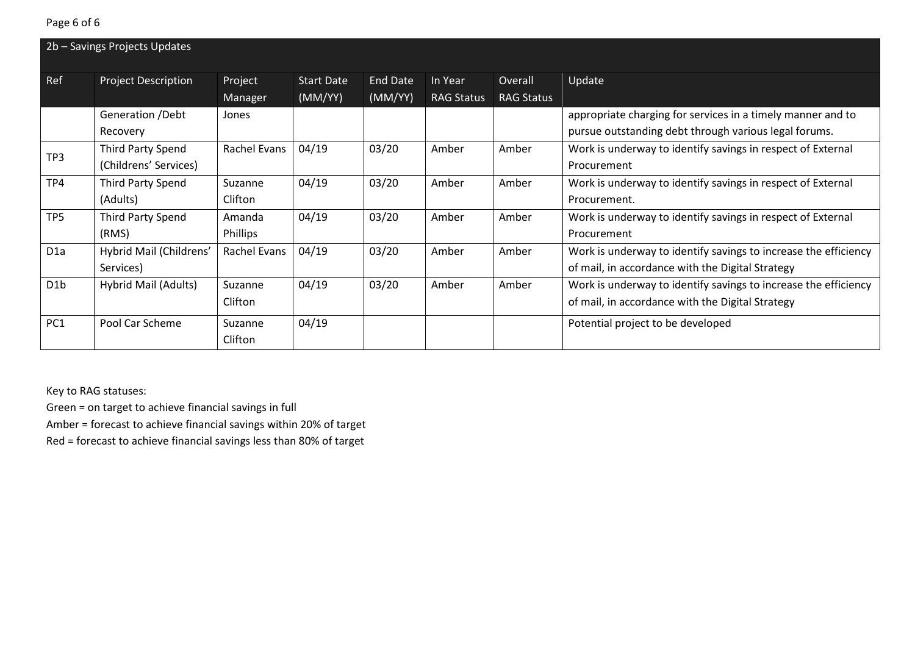## 2b – Savings Projects Updates

| Ref | Project Description | Project Manager | Start Date (MM/YY) | End Date (MM/YY) | In Year RAG Status | Overall RAG Status | Update |
|---|---|---|---|---|---|---|---|
| | Generation /Debt Recovery | Jones | | | | | appropriate charging for services in a timely manner and to pursue outstanding debt through various legal forums. |
| TP3 | Third Party Spend (Childrens' Services) | Rachel Evans | 04/19 | 03/20 | Amber | Amber | Work is underway to identify savings in respect of External Procurement |
| TP4 | Third Party Spend (Adults) | Suzanne Clifton | 04/19 | 03/20 | Amber | Amber | Work is underway to identify savings in respect of External Procurement. |
| TP5 | Third Party Spend (RMS) | Amanda Phillips | 04/19 | 03/20 | Amber | Amber | Work is underway to identify savings in respect of External Procurement |
| D1a | Hybrid Mail (Childrens' Services) | Rachel Evans | 04/19 | 03/20 | Amber | Amber | Work is underway to identify savings to increase the efficiency of mail, in accordance with the Digital Strategy |
| D1b | Hybrid Mail (Adults) | Suzanne Clifton | 04/19 | 03/20 | Amber | Amber | Work is underway to identify savings to increase the efficiency of mail, in accordance with the Digital Strategy |
| PC1 | Pool Car Scheme | Suzanne Clifton | 04/19 | | | | Potential project to be developed |

Key to RAG statuses:

Green = on target to achieve financial savings in full

Amber = forecast to achieve financial savings within 20% of target

Red = forecast to achieve financial savings less than 80% of target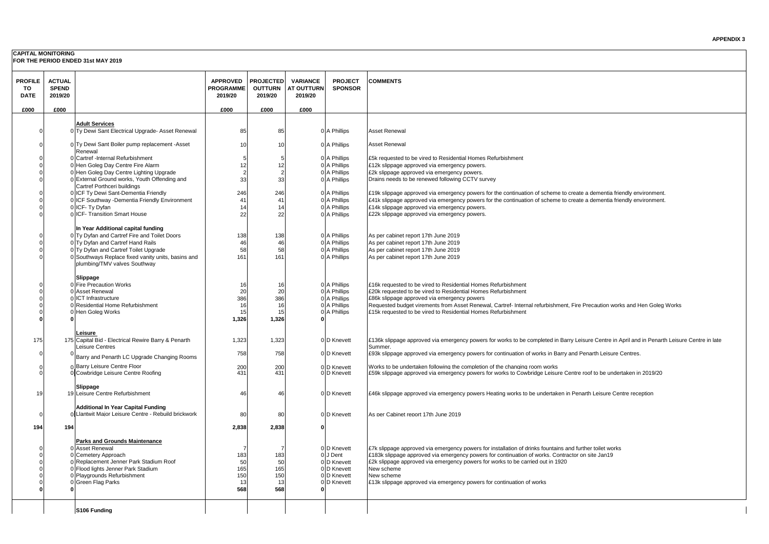**APPENDIX 3**

**CAPITAL MONITORING**
**FOR THE PERIOD ENDED 31st MAY 2019**

| PROFILE TO DATE | ACTUAL SPEND 2019/20 | | APPROVED PROGRAMME 2019/20 | PROJECTED OUTTURN 2019/20 | VARIANCE AT OUTTURN 2019/20 | PROJECT SPONSOR | COMMENTS |
|---|---|---|---|---|---|---|---|
| £000 | £000 | | £000 | £000 | £000 | | |
| | | **Adult Services** | | | | | |
| 0 | 0 | Ty Dewi Sant Electrical Upgrade- Asset Renewal | 85 | 85 | 0 | A Phillips | Asset Renewal |
| 0 | 0 | Ty Dewi Sant Boiler pump replacement -Asset Renewal | 10 | 10 | 0 | A Phillips | Asset Renewal |
| 0 | 0 | Cartref -Internal Refurbishment | 5 | 5 | 0 | A Phillips | £5k requested to be vired to Residential Homes Refurbishment |
| 0 | 0 | Hen Goleg Day Centre Fire Alarm | 12 | 12 | 0 | A Phillips | £12k slippage approved via emergency powers. |
| 0 | 0 | Hen Goleg Day Centre Lighting Upgrade | 2 | 2 | 0 | A Phillips | £2k slippage approved via emergency powers. |
| 0 | 0 | External Ground works, Youth Offending and Cartref Porthceri buildings | 33 | 33 | 0 | A Phillips | Drains needs to be renewed following CCTV survey |
| 0 | 0 | ICF Ty Dewi Sant-Dementia Friendly | 246 | 246 | 0 | A Phillips | £19k slippage approved via emergency powers for the continuation of scheme to create a dementia friendly environment. |
| 0 | 0 | ICF Southway -Dementia Friendly Environment | 41 | 41 | 0 | A Phillips | £41k slippage approved via emergency powers for the continuation of scheme to create a dementia friendly environment. |
| 0 | 0 | ICF- Ty Dyfan | 14 | 14 | 0 | A Phillips | £14k slippage approved via emergency powers. |
| 0 | 0 | ICF- Transition Smart House | 22 | 22 | 0 | A Phillips | £22k slippage approved via emergency powers. |
| | | **In Year Additional capital funding** | | | | | |
| 0 | 0 | Ty Dyfan and Cartref Fire and Toilet Doors | 138 | 138 | 0 | A Phillips | As per cabinet report 17th June 2019 |
| 0 | 0 | Ty Dyfan and Cartref Hand Rails | 46 | 46 | 0 | A Phillips | As per cabinet report 17th June 2019 |
| 0 | 0 | Ty Dyfan and Cartref Toilet Upgrade | 58 | 58 | 0 | A Phillips | As per cabinet report 17th June 2019 |
| 0 | 0 | Southways Replace fixed vanity units, basins and plumbing/TMV valves Southway | 161 | 161 | 0 | A Phillips | As per cabinet report 17th June 2019 |
| | | **Slippage** | | | | | |
| 0 | 0 | Fire Precaution Works | 16 | 16 | 0 | A Phillips | £16k requested to be vired to Residential Homes Refurbishment |
| 0 | 0 | Asset Renewal | 20 | 20 | 0 | A Phillips | £20k requested to be vired to Residential Homes Refurbishment |
| 0 | 0 | ICT Infrastructure | 386 | 386 | 0 | A Phillips | £86k slippage approved via emergency powers |
| 0 | 0 | Residential Home Refurbishment | 16 | 16 | 0 | A Phillips | Requested budget virements from Asset Renewal, Cartref- Internal refurbishment, Fire Precaution works and Hen Goleg Works |
| 0 | 0 | Hen Goleg Works | 15 | 15 | 0 | A Phillips | £15k requested to be vired to Residential Homes Refurbishment |
| **0** | **0** | | **1,326** | **1,326** | **0** | | |
| | | **Leisure** | | | | | |
| 175 | 175 | Capital Bid - Electrical Rewire Barry & Penarth Leisure Centres | 1,323 | 1,323 | 0 | D Knevett | £136k slippage approved via emergency powers for works to be completed in Barry Leisure Centre in April and in Penarth Leisure Centre in late Summer. |
| 0 | 0 | Barry and Penarth LC Upgrade Changing Rooms | 758 | 758 | 0 | D Knevett | £93k slippage approved via emergency powers for continuation of works in Barry and Penarth Leisure Centres. |
| 0 | 0 | Barry Leisure Centre Floor | 200 | 200 | 0 | D Knevett | Works to be undertaken following the completion of the changing room works |
| 0 | 0 | Cowbridge Leisure Centre Roofing | 431 | 431 | 0 | D Knevett | £59k slippage approved via emergency powers for works to Cowbridge Leisure Centre roof to be undertaken in 2019/20 |
| | | **Slippage** | | | | | |
| 19 | 19 | Leisure Centre Refurbishment | 46 | 46 | 0 | D Knevett | £46k slippage approved via emergency powers Heating works to be undertaken in Penarth Leisure Centre reception |
| | | **Additional In Year Capital Funding** | | | | | |
| 0 | 0 | Llantwit Major Leisure Centre - Rebuild brickwork | 80 | 80 | 0 | D Knevett | As per Cabinet report 17th June 2019 |
| **194** | **194** | | **2,838** | **2,838** | **0** | | |
| | | **Parks and Grounds Maintenance** | | | | | |
| 0 | 0 | Asset Renewal | 7 | 7 | 0 | D Knevett | £7k slippage approved via emergency powers for installation of drinks fountains and further toilet works |
| 0 | 0 | Cemetery Approach | 183 | 183 | 0 | J Dent | £183k slippage approved via emergency powers for continuation of works. Contractor on site Jan19 |
| 0 | 0 | Replacement Jenner Park Stadium Roof | 50 | 50 | 0 | D Knevett | £2k slippage approved via emergency powers for works to be carried out in 1920 |
| 0 | 0 | Flood lights Jenner Park Stadium | 165 | 165 | 0 | D Knevett | New scheme |
| 0 | 0 | Playgrounds Refurbishment | 150 | 150 | 0 | D Knevett | New scheme |
| 0 | 0 | Green Flag Parks | 13 | 13 | 0 | D Knevett | £13k slippage approved via emergency powers for continuation of works |
| **0** | **0** | | **568** | **568** | **0** | | |
| | | **S106 Funding** | | | | | |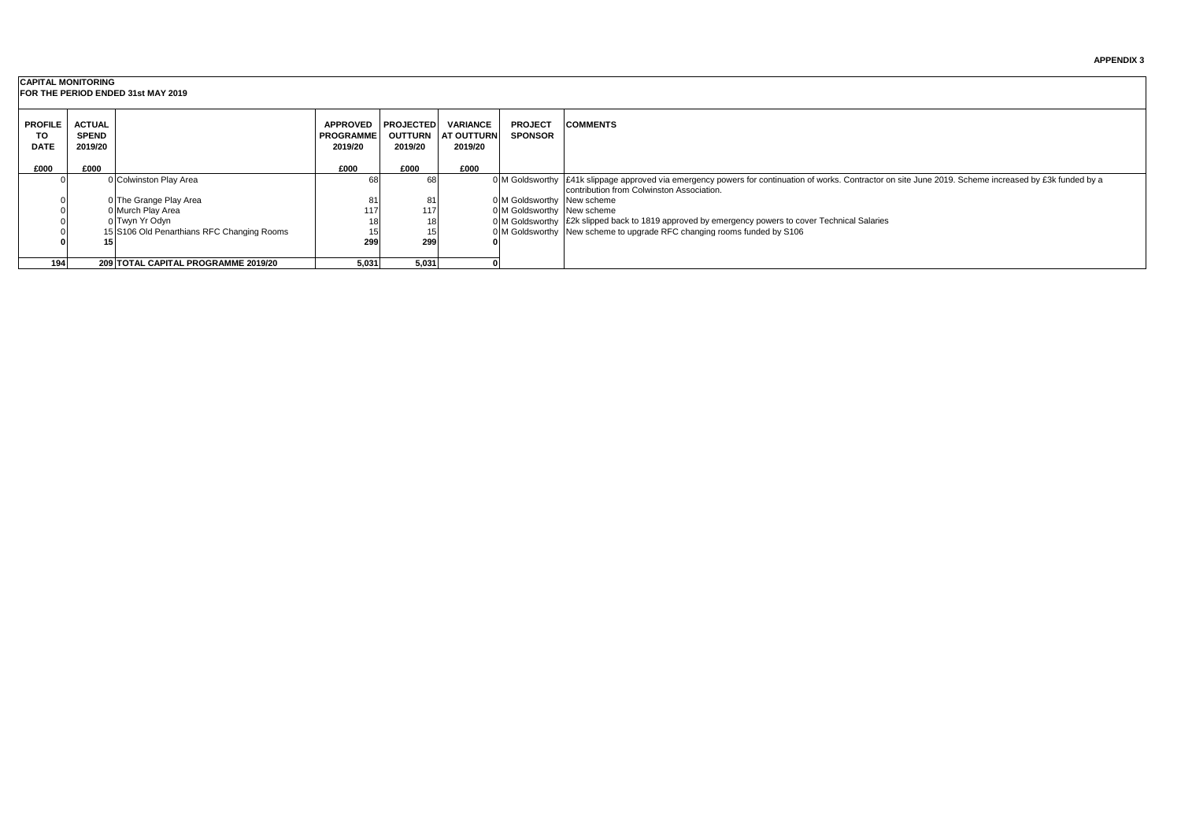**APPENDIX 3**

**CAPITAL MONITORING**
**FOR THE PERIOD ENDED 31st MAY 2019**

| PROFILE TO DATE £000 | ACTUAL SPEND 2019/20 £000 | | APPROVED PROGRAMME 2019/20 £000 | PROJECTED OUTTURN 2019/20 £000 | VARIANCE AT OUTTURN 2019/20 £000 | PROJECT SPONSOR | COMMENTS |
|---|---|---|---|---|---|---|---|
| 0 | 0 | Colwinston Play Area | 68 | 68 | 0 | M Goldsworthy | £41k slippage approved via emergency powers for continuation of works. Contractor on site June 2019. Scheme increased by £3k funded by a contribution from Colwinston Association. |
| 0 | 0 | The Grange Play Area | 81 | 81 | 0 | M Goldsworthy | New scheme |
| 0 | 0 | Murch Play Area | 117 | 117 | 0 | M Goldsworthy | New scheme |
| 0 | 0 | Twyn Yr Odyn | 18 | 18 | 0 | M Goldsworthy | £2k slipped back to 1819 approved by emergency powers to cover Technical Salaries |
| 0 | 15 | S106 Old Penarthians RFC Changing Rooms | 15 | 15 | 0 | M Goldsworthy | New scheme to upgrade RFC changing rooms funded by S106 |
| **0** | **15** | | **299** | **299** | **0** | | |
| **194** | **209** | **TOTAL CAPITAL PROGRAMME 2019/20** | **5,031** | **5,031** | **0** | | |